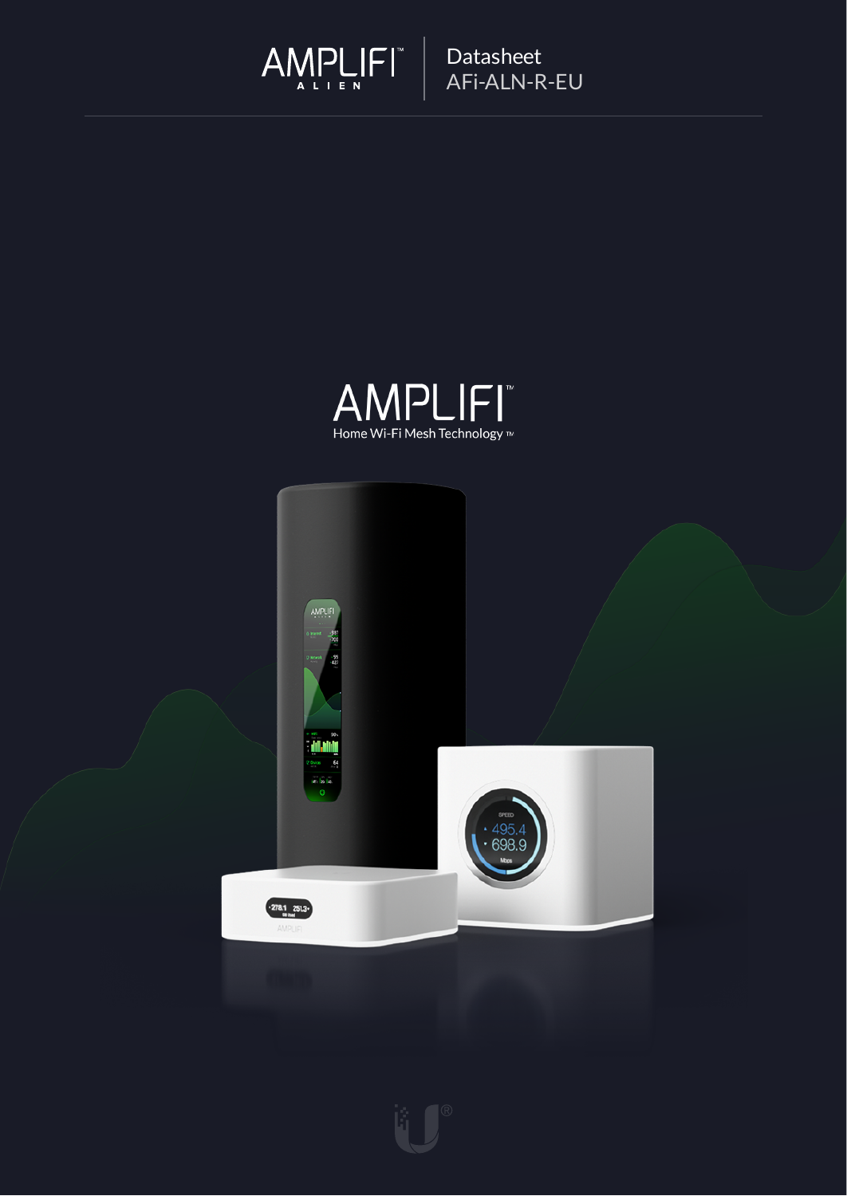# AMPLIFI ALIEN | Datasheet AFi-ALN-R-EU

## AMPLIFI™

Home Wi-Fi Mesh Technology™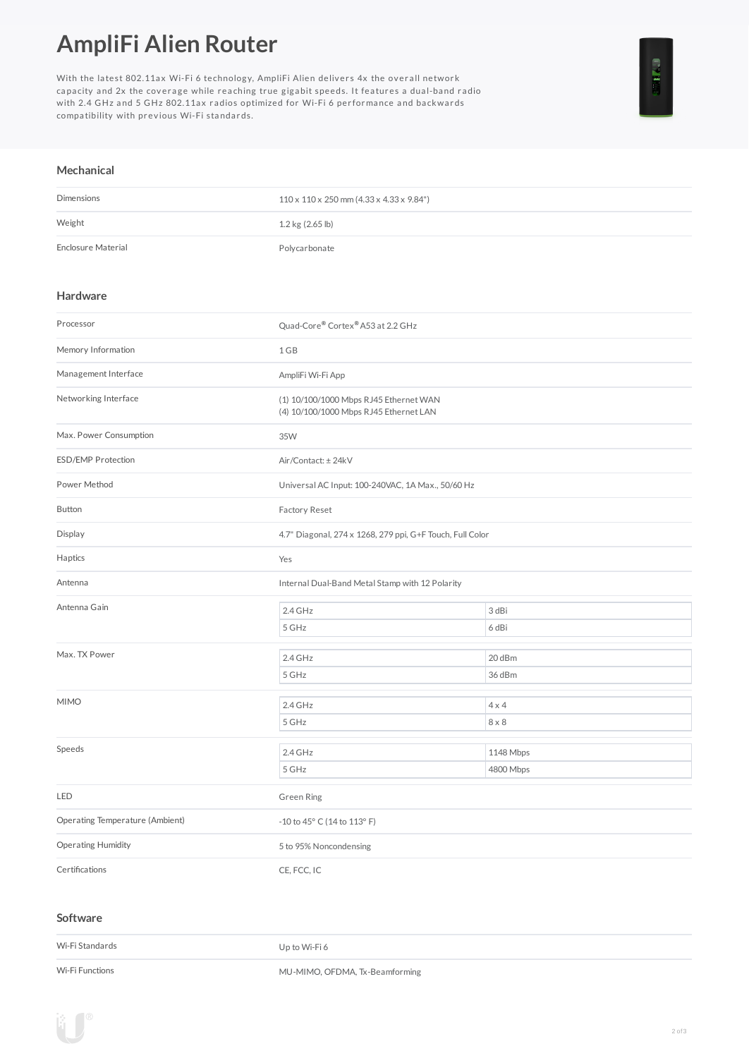# AmpliFi Alien Router

With the latest 802.11ax Wi-Fi 6 technology, AmpliFi Alien delivers 4x the overall network capacity and 2x the coverage while reaching true gigabit speeds. It features a dual-band radio with 2.4 GHz and 5 GHz 802.11ax radios optimized for Wi-Fi 6 performance and backwards compatibility with previous Wi-Fi standards.

## Mechanical

| | |
|---|---|
| Dimensions | 110 x 110 x 250 mm (4.33 x 4.33 x 9.84") |
| Weight | 1.2 kg (2.65 lb) |
| Enclosure Material | Polycarbonate |

## Hardware

| | | |
|---|---|---|
| Processor | Quad-Core® Cortex® A53 at 2.2 GHz | |
| Memory Information | 1 GB | |
| Management Interface | AmpliFi Wi-Fi App | |
| Networking Interface | (1) 10/100/1000 Mbps RJ45 Ethernet WAN<br>(4) 10/100/1000 Mbps RJ45 Ethernet LAN | |
| Max. Power Consumption | 35W | |
| ESD/EMP Protection | Air/Contact: ± 24kV | |
| Power Method | Universal AC Input: 100-240VAC, 1A Max., 50/60 Hz | |
| Button | Factory Reset | |
| Display | 4.7" Diagonal, 274 x 1268, 279 ppi, G+F Touch, Full Color | |
| Haptics | Yes | |
| Antenna | Internal Dual-Band Metal Stamp with 12 Polarity | |
| Antenna Gain | 2.4 GHz | 3 dBi |
| | 5 GHz | 6 dBi |
| Max. TX Power | 2.4 GHz | 20 dBm |
| | 5 GHz | 36 dBm |
| MIMO | 2.4 GHz | 4 x 4 |
| | 5 GHz | 8 x 8 |
| Speeds | 2.4 GHz | 1148 Mbps |
| | 5 GHz | 4800 Mbps |
| LED | Green Ring | |
| Operating Temperature (Ambient) | -10 to 45° C (14 to 113° F) | |
| Operating Humidity | 5 to 95% Noncondensing | |
| Certifications | CE, FCC, IC | |

## Software

| | |
|---|---|
| Wi-Fi Standards | Up to Wi-Fi 6 |
| Wi-Fi Functions | MU-MIMO, OFDMA, Tx-Beamforming |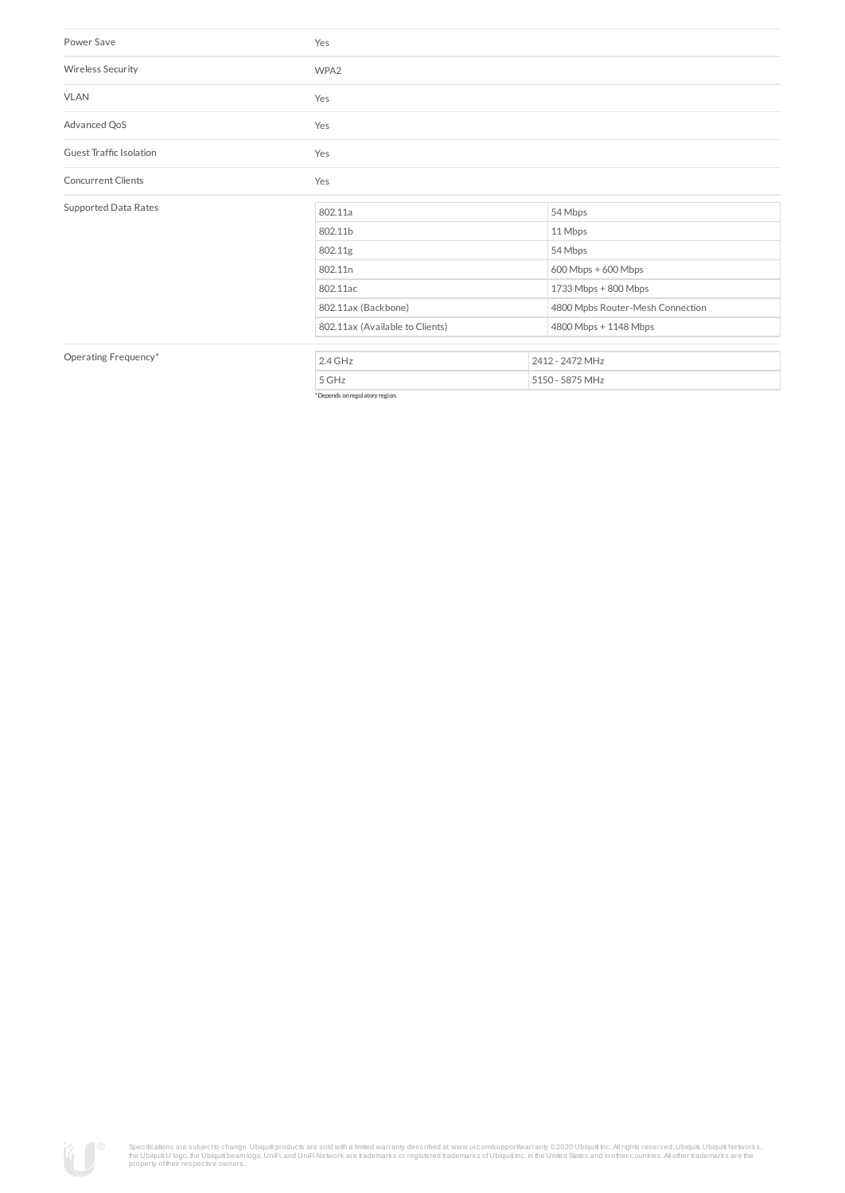| | |
|---|---|
| Power Save | Yes |
| Wireless Security | WPA2 |
| VLAN | Yes |
| Advanced QoS | Yes |
| Guest Traffic Isolation | Yes |
| Concurrent Clients | Yes |

**Supported Data Rates**

| | |
|---|---|
| 802.11a | 54 Mbps |
| 802.11b | 11 Mbps |
| 802.11g | 54 Mbps |
| 802.11n | 600 Mbps + 600 Mbps |
| 802.11ac | 1733 Mbps + 800 Mbps |
| 802.11ax (Backbone) | 4800 Mpbs Router-Mesh Connection |
| 802.11ax (Available to Clients) | 4800 Mbps + 1148 Mbps |

**Operating Frequency***

| | |
|---|---|
| 2.4 GHz | 2412 - 2472 MHz |
| 5 GHz | 5150 - 5875 MHz |

* Depends on regulatory region.

Specifications are subject to change. Ubiquiti products are sold with a limited warranty described at: www.ui.com/support/warranty ©2020 Ubiquiti Inc. All rights reserved. Ubiquiti, Ubiquiti Networks, the Ubiquiti U logo, the Ubiquiti beam logo, UniFi, and UniFi Network are trademarks or registered trademarks of Ubiquiti Inc. in the United States and in other countries. All other trademarks are the property of their respective owners.